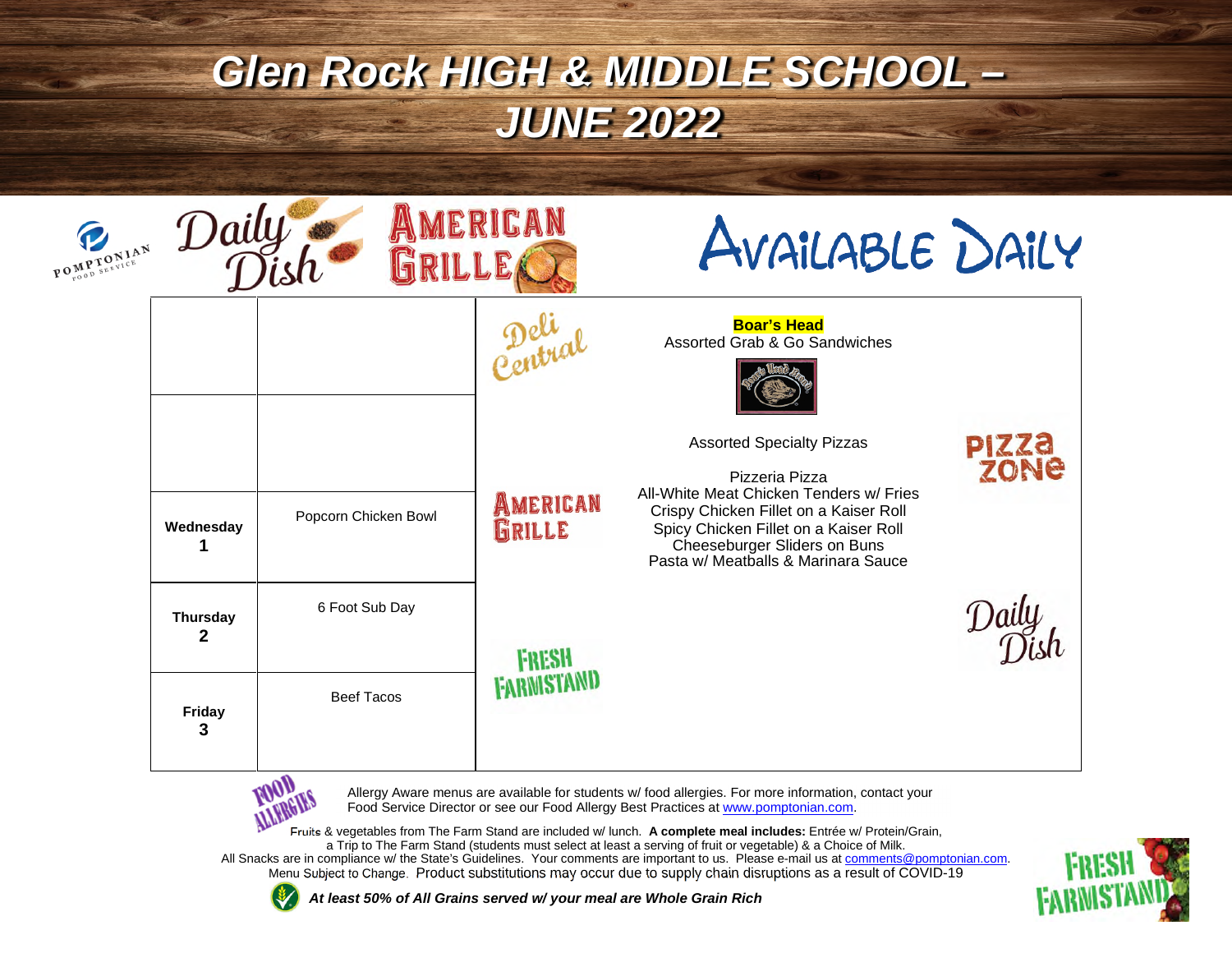# Glen Rock HIGH & MIDDLE SCHOOL – JUNE 2022

Pomptonian Food Service | Daily Dish | American Grille

## Available Daily

| | |
|---|---|
| | |
| | |
| **Wednesday 1** | Popcorn Chicken Bowl |
| **Thursday 2** | 6 Foot Sub Day |
| **Friday 3** | Beef Tacos |

**Deli Central**

**Boar's Head**
Assorted Grab & Go Sandwiches

**Pizza Zone**

Assorted Specialty Pizzas

**American Grille**

Pizzeria Pizza
All-White Meat Chicken Tenders w/ Fries
Crispy Chicken Fillet on a Kaiser Roll
Spicy Chicken Fillet on a Kaiser Roll
Cheeseburger Sliders on Buns
Pasta w/ Meatballs & Marinara Sauce

**Fresh Farmstand**

**Daily Dish**

**Food Allergies**: Allergy Aware menus are available for students w/ food allergies. For more information, contact your Food Service Director or see our Food Allergy Best Practices at www.pomptonian.com.

Fruits & vegetables from The Farm Stand are included w/ lunch. **A complete meal includes:** Entrée w/ Protein/Grain, a Trip to The Farm Stand (students must select at least a serving of fruit or vegetable) & a Choice of Milk.
All Snacks are in compliance w/ the State's Guidelines. Your comments are important to us. Please e-mail us at comments@pomptonian.com.
Menu Subject to Change. Product substitutions may occur due to supply chain disruptions as a result of COVID-19

***At least 50% of All Grains served w/ your meal are Whole Grain Rich***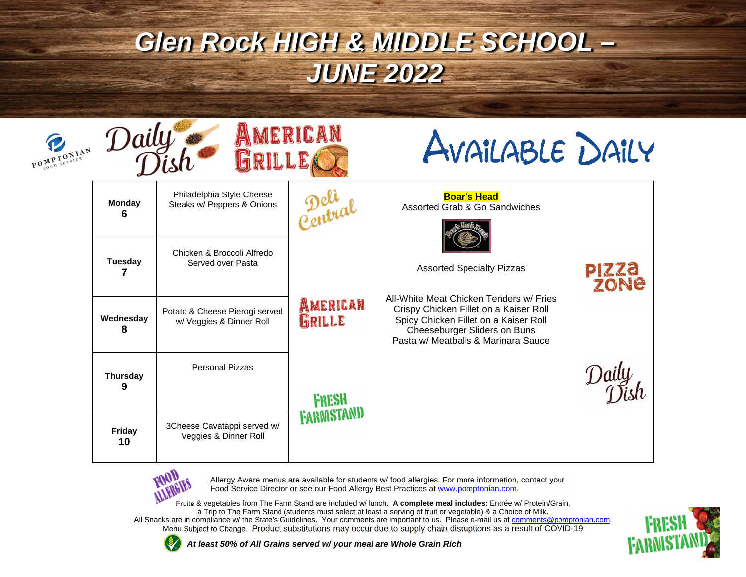# Glen Rock HIGH & MIDDLE SCHOOL – JUNE 2022

POMPTONIAN FOOD SERVICE

Daily Dish | American Grille

## Available Daily

| Day | Daily Dish / American Grille |
|---|---|
| **Monday 6** | Philadelphia Style Cheese Steaks w/ Peppers & Onions |
| **Tuesday 7** | Chicken & Broccoli Alfredo Served over Pasta |
| **Wednesday 8** | Potato & Cheese Pierogi served w/ Veggies & Dinner Roll |
| **Thursday 9** | Personal Pizzas |
| **Friday 10** | 3Cheese Cavatappi served w/ Veggies & Dinner Roll |

**Deli Central**

**Boar's Head**
Assorted Grab & Go Sandwiches

**Pizza Zone**

Assorted Specialty Pizzas

**American Grille**

All-White Meat Chicken Tenders w/ Fries
Crispy Chicken Fillet on a Kaiser Roll
Spicy Chicken Fillet on a Kaiser Roll
Cheeseburger Sliders on Buns
Pasta w/ Meatballs & Marinara Sauce

**Daily Dish**

**Fresh Farmstand**

FOOD ALLERGIES

Allergy Aware menus are available for students w/ food allergies. For more information, contact your Food Service Director or see our Food Allergy Best Practices at www.pomptonian.com.

Fruits & vegetables from The Farm Stand are included w/ lunch. **A complete meal includes:** Entrée w/ Protein/Grain, a Trip to The Farm Stand (students must select at least a serving of fruit or vegetable) & a Choice of Milk.
All Snacks are in compliance w/ the State's Guidelines. Your comments are important to us. Please e-mail us at comments@pomptonian.com.
Menu Subject to Change. Product substitutions may occur due to supply chain disruptions as a result of COVID-19

***At least 50% of All Grains served w/ your meal are Whole Grain Rich***

FRESH FARMSTAND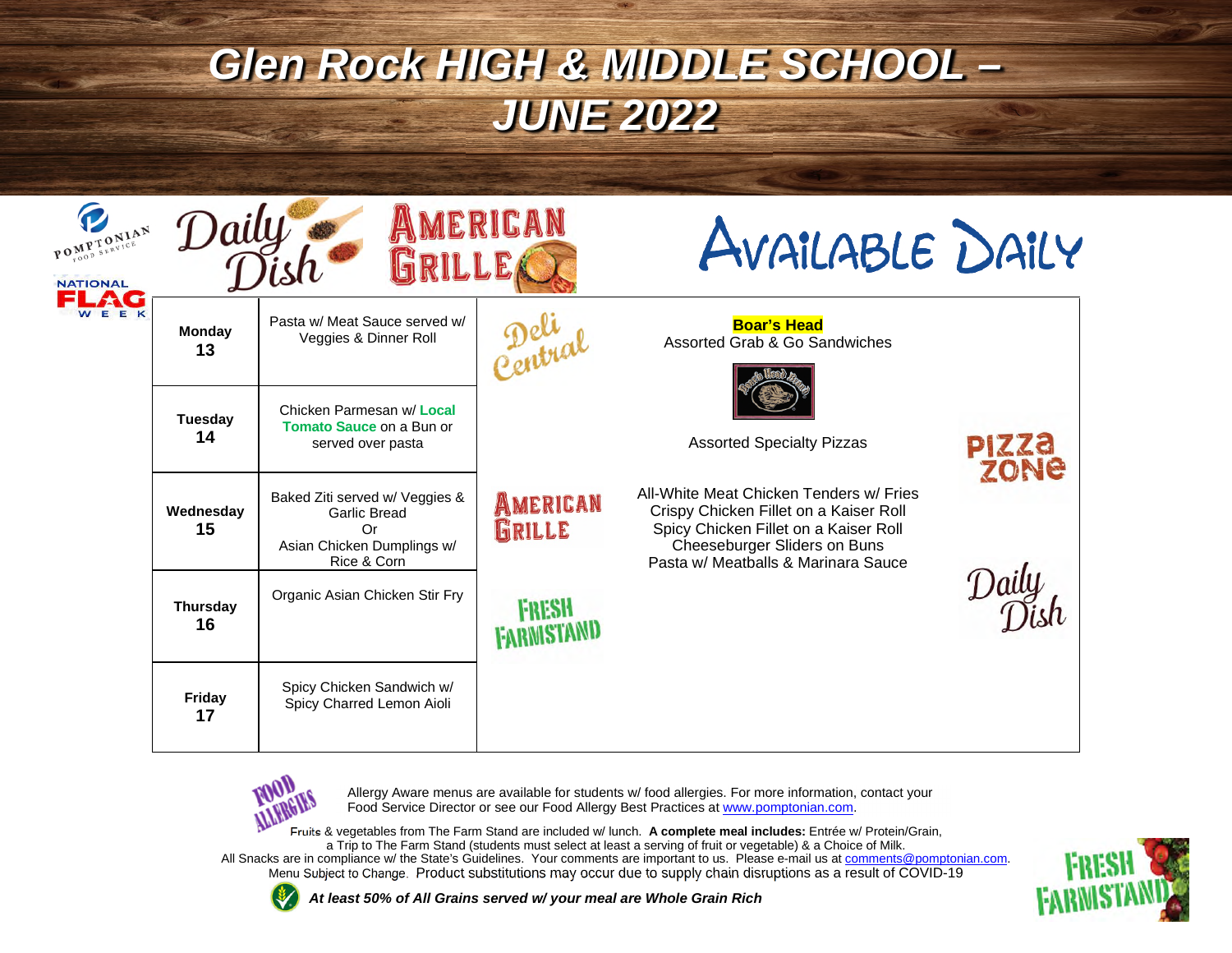# Glen Rock HIGH & MIDDLE SCHOOL – JUNE 2022

POMPTONIAN FOOD SERVICE

NATIONAL FLAG WEEK

| | Daily Dish | American Grille |
|---|---|---|
| **Monday 13** | Pasta w/ Meat Sauce served w/ Veggies & Dinner Roll | |
| **Tuesday 14** | Chicken Parmesan w/ **Local Tomato Sauce** on a Bun or served over pasta | |
| **Wednesday 15** | Baked Ziti served w/ Veggies & Garlic Bread Or Asian Chicken Dumplings w/ Rice & Corn | |
| **Thursday 16** | Organic Asian Chicken Stir Fry | |
| **Friday 17** | Spicy Chicken Sandwich w/ Spicy Charred Lemon Aioli | |

## Available Daily

**Deli Central**

**Boar's Head**
Assorted Grab & Go Sandwiches

**Pizza Zone**

Assorted Specialty Pizzas

**American Grille**

All-White Meat Chicken Tenders w/ Fries
Crispy Chicken Fillet on a Kaiser Roll
Spicy Chicken Fillet on a Kaiser Roll
Cheeseburger Sliders on Buns
Pasta w/ Meatballs & Marinara Sauce

**Daily Dish**

**Fresh Farmstand**

**Food Allergies**

Allergy Aware menus are available for students w/ food allergies. For more information, contact your Food Service Director or see our Food Allergy Best Practices at www.pomptonian.com.

Fruits & vegetables from The Farm Stand are included w/ lunch. **A complete meal includes:** Entrée w/ Protein/Grain, a Trip to The Farm Stand (students must select at least a serving of fruit or vegetable) & a Choice of Milk.
All Snacks are in compliance w/ the State's Guidelines. Your comments are important to us. Please e-mail us at comments@pomptonian.com.
Menu Subject to Change. Product substitutions may occur due to supply chain disruptions as a result of COVID-19

***At least 50% of All Grains served w/ your meal are Whole Grain Rich***

FRESH FARMSTAND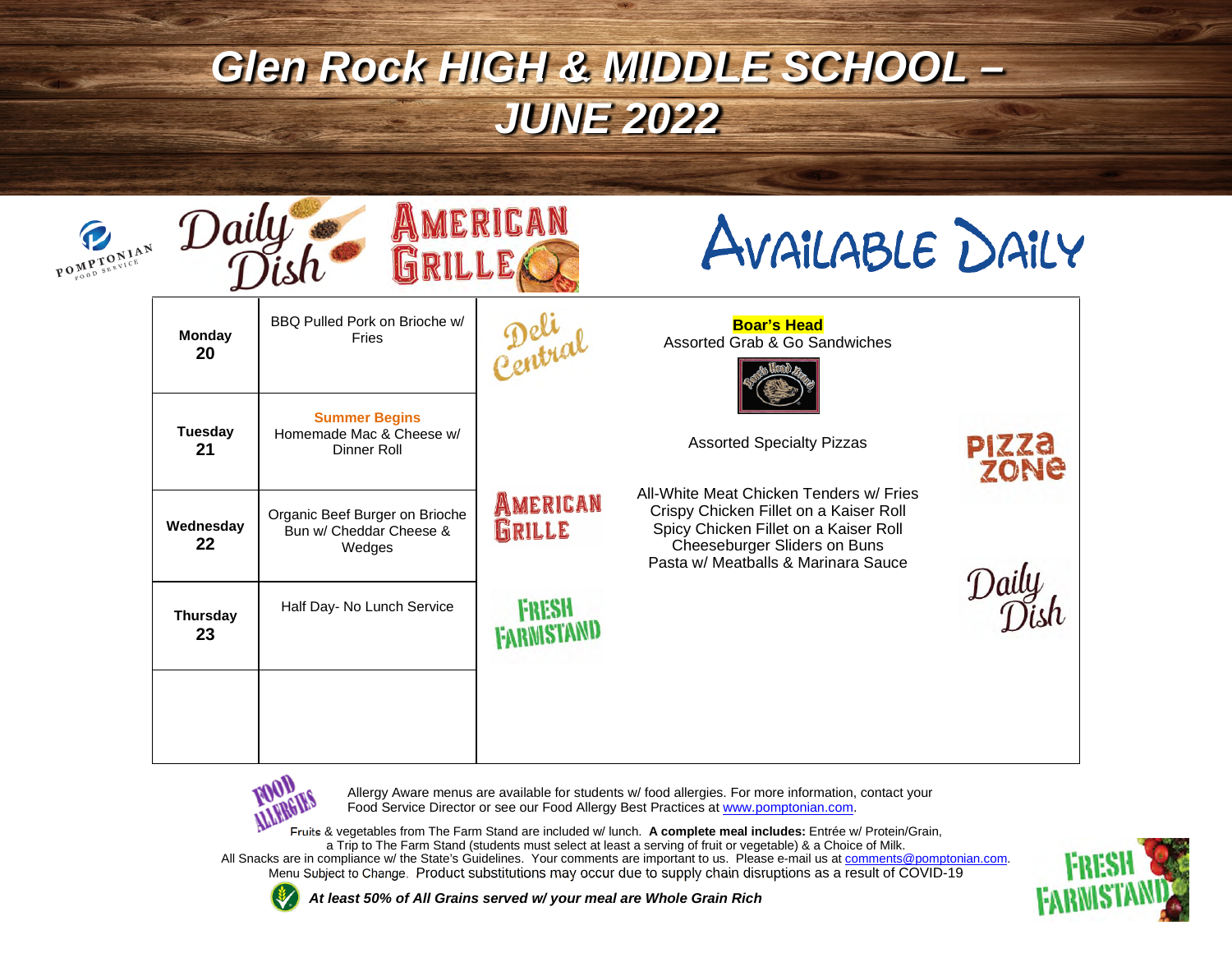# Glen Rock HIGH & MIDDLE SCHOOL – JUNE 2022

Daily Dish | AMERICAN GRILLE

## AVAILABLE DAILY

| | | |
|---|---|---|
| **Monday 20** | BBQ Pulled Pork on Brioche w/ Fries | Deli Central: **Boar's Head** Assorted Grab & Go Sandwiches |
| **Tuesday 21** | **Summer Begins** Homemade Mac & Cheese w/ Dinner Roll | Pizza Zone: Assorted Specialty Pizzas |
| **Wednesday 22** | Organic Beef Burger on Brioche Bun w/ Cheddar Cheese & Wedges | American Grille: All-White Meat Chicken Tenders w/ Fries; Crispy Chicken Fillet on a Kaiser Roll; Spicy Chicken Fillet on a Kaiser Roll; Cheeseburger Sliders on Buns; Pasta w/ Meatballs & Marinara Sauce |
| **Thursday 23** | Half Day- No Lunch Service | Fresh Farmstand / Daily Dish |
| | | |

Allergy Aware menus are available for students w/ food allergies. For more information, contact your Food Service Director or see our Food Allergy Best Practices at www.pomptonian.com.

Fruits & vegetables from The Farm Stand are included w/ lunch. **A complete meal includes:** Entrée w/ Protein/Grain, a Trip to The Farm Stand (students must select at least a serving of fruit or vegetable) & a Choice of Milk.
All Snacks are in compliance w/ the State's Guidelines. Your comments are important to us. Please e-mail us at comments@pomptonian.com.
Menu Subject to Change. Product substitutions may occur due to supply chain disruptions as a result of COVID-19

***At least 50% of All Grains served w/ your meal are Whole Grain Rich***